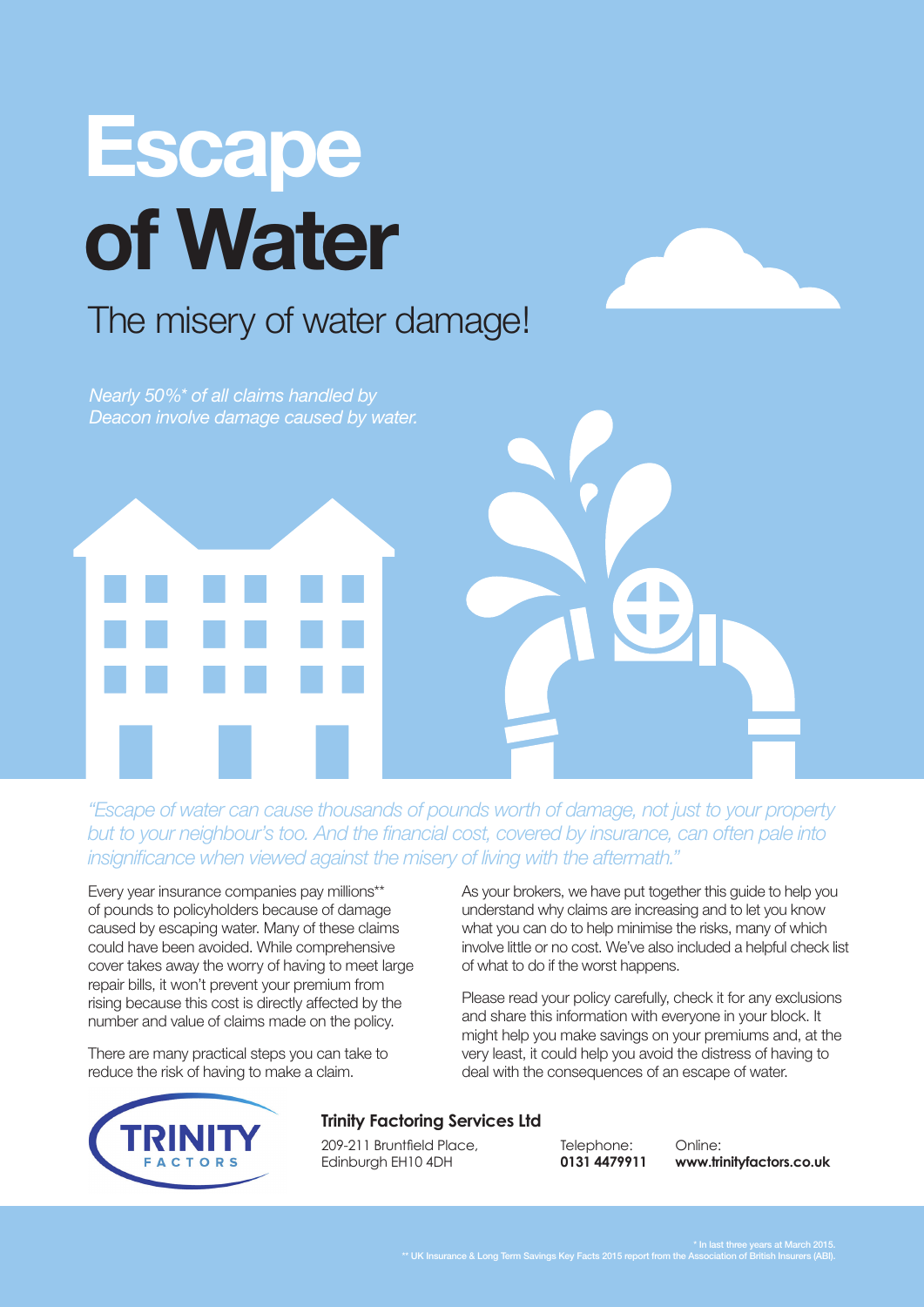# Escape of Water

## The misery of water damage!

*Nearly 50%* of all claims handled by Deacon involve damage caused by water.*

*"Escape of water can cause thousands of pounds worth of damage, not just to your property but to your neighbour's too. And the financial cost, covered by insurance, can often pale into insignificance when viewed against the misery of living with the aftermath."*

Every year insurance companies pay millions** of pounds to policyholders because of damage caused by escaping water. Many of these claims could have been avoided. While comprehensive cover takes away the worry of having to meet large repair bills, it won't prevent your premium from rising because this cost is directly affected by the number and value of claims made on the policy.

There are many practical steps you can take to reduce the risk of having to make a claim.

As your brokers, we have put together this guide to help you understand why claims are increasing and to let you know what you can do to help minimise the risks, many of which involve little or no cost. We've also included a helpful check list of what to do if the worst happens.

Please read your policy carefully, check it for any exclusions and share this information with everyone in your block. It might help you make savings on your premiums and, at the very least, it could help you avoid the distress of having to deal with the consequences of an escape of water.

TRINITY FACTORS

**Trinity Factoring Services Ltd**

209-211 Bruntfield Place,
Edinburgh EH10 4DH

Telephone:
**0131 4479911**

Online:
**www.trinityfactors.co.uk**

\* In last three years at March 2015.
\** UK Insurance & Long Term Savings Key Facts 2015 report from the Association of British Insurers (ABI).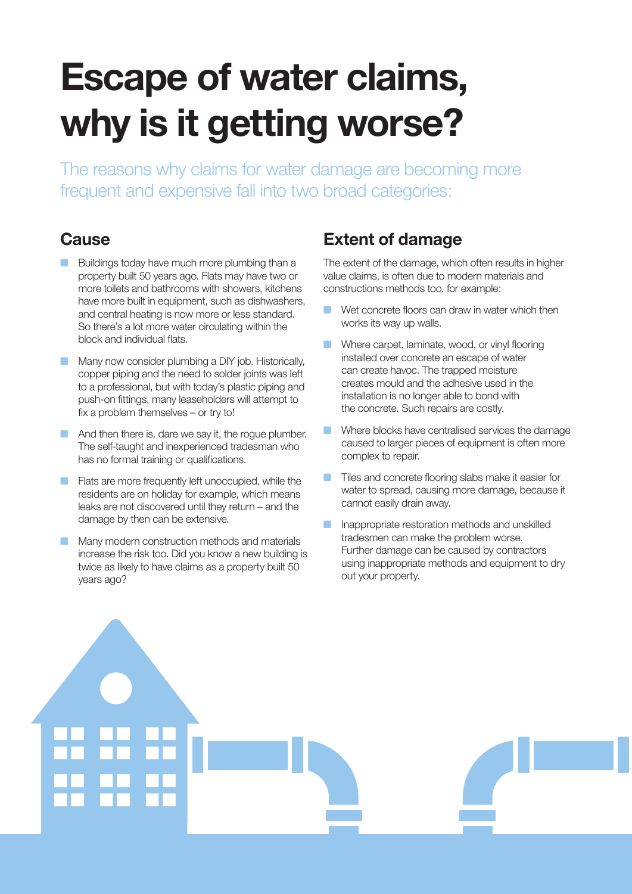# Escape of water claims, why is it getting worse?

The reasons why claims for water damage are becoming more frequent and expensive fall into two broad categories:

## Cause

- Buildings today have much more plumbing than a property built 50 years ago. Flats may have two or more toilets and bathrooms with showers, kitchens have more built in equipment, such as dishwashers, and central heating is now more or less standard. So there's a lot more water circulating within the block and individual flats.
- Many now consider plumbing a DIY job. Historically, copper piping and the need to solder joints was left to a professional, but with today's plastic piping and push-on fittings, many leaseholders will attempt to fix a problem themselves – or try to!
- And then there is, dare we say it, the rogue plumber. The self-taught and inexperienced tradesman who has no formal training or qualifications.
- Flats are more frequently left unoccupied, while the residents are on holiday for example, which means leaks are not discovered until they return – and the damage by then can be extensive.
- Many modern construction methods and materials increase the risk too. Did you know a new building is twice as likely to have claims as a property built 50 years ago?

## Extent of damage

The extent of the damage, which often results in higher value claims, is often due to modern materials and constructions methods too, for example:

- Wet concrete floors can draw in water which then works its way up walls.
- Where carpet, laminate, wood, or vinyl flooring installed over concrete an escape of water can create havoc. The trapped moisture creates mould and the adhesive used in the installation is no longer able to bond with the concrete. Such repairs are costly.
- Where blocks have centralised services the damage caused to larger pieces of equipment is often more complex to repair.
- Tiles and concrete flooring slabs make it easier for water to spread, causing more damage, because it cannot easily drain away.
- Inappropriate restoration methods and unskilled tradesmen can make the problem worse. Further damage can be caused by contractors using inappropriate methods and equipment to dry out your property.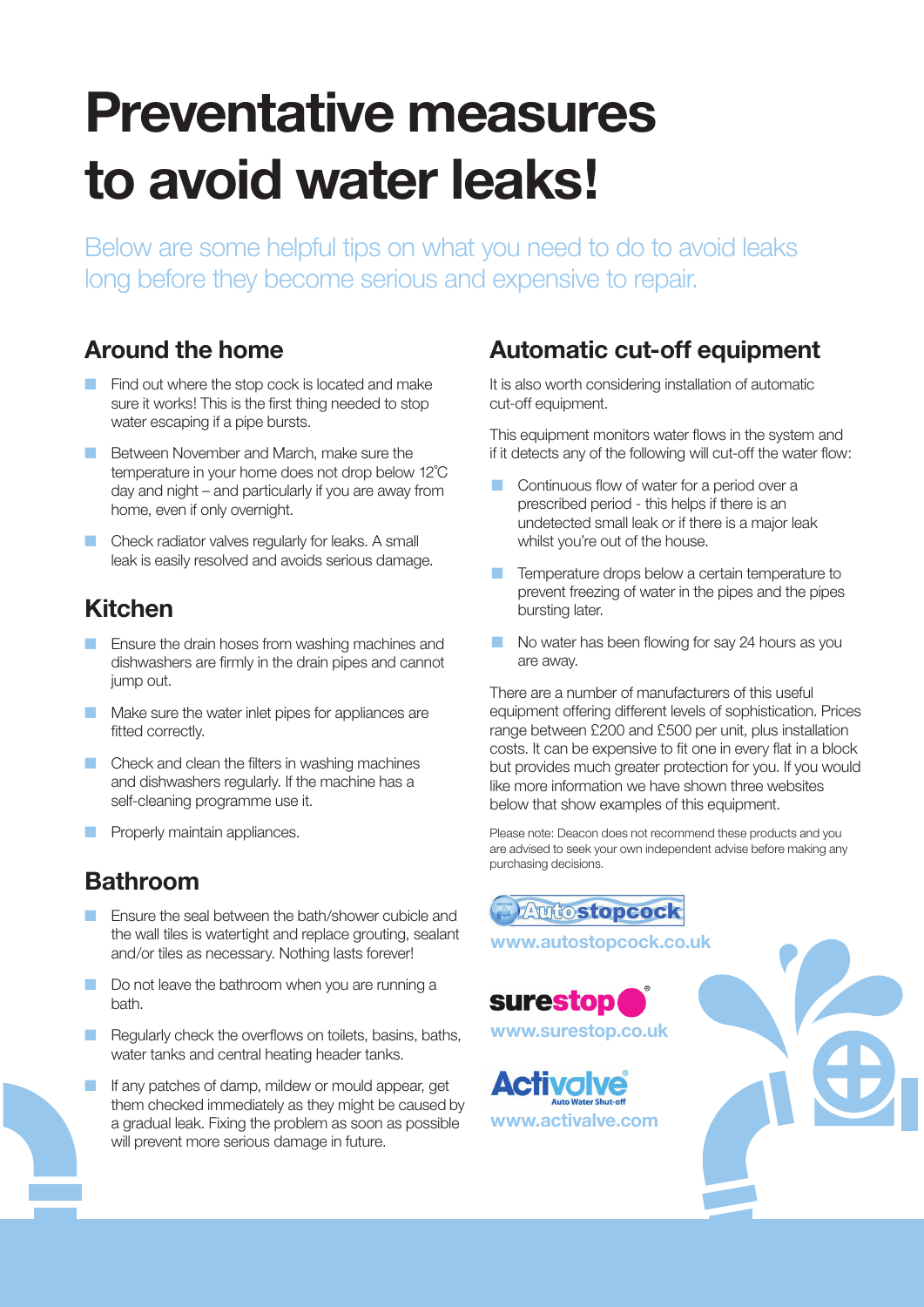# Preventative measures to avoid water leaks!

Below are some helpful tips on what you need to do to avoid leaks long before they become serious and expensive to repair.

## Around the home

- Find out where the stop cock is located and make sure it works! This is the first thing needed to stop water escaping if a pipe bursts.
- Between November and March, make sure the temperature in your home does not drop below 12˚C day and night – and particularly if you are away from home, even if only overnight.
- Check radiator valves regularly for leaks. A small leak is easily resolved and avoids serious damage.

## Kitchen

- Ensure the drain hoses from washing machines and dishwashers are firmly in the drain pipes and cannot jump out.
- Make sure the water inlet pipes for appliances are fitted correctly.
- Check and clean the filters in washing machines and dishwashers regularly. If the machine has a self-cleaning programme use it.
- Properly maintain appliances.

## Bathroom

- Ensure the seal between the bath/shower cubicle and the wall tiles is watertight and replace grouting, sealant and/or tiles as necessary. Nothing lasts forever!
- Do not leave the bathroom when you are running a bath.
- Regularly check the overflows on toilets, basins, baths, water tanks and central heating header tanks.
- If any patches of damp, mildew or mould appear, get them checked immediately as they might be caused by a gradual leak. Fixing the problem as soon as possible will prevent more serious damage in future.

## Automatic cut-off equipment

It is also worth considering installation of automatic cut-off equipment.

This equipment monitors water flows in the system and if it detects any of the following will cut-off the water flow:

- Continuous flow of water for a period over a prescribed period - this helps if there is an undetected small leak or if there is a major leak whilst you're out of the house.
- Temperature drops below a certain temperature to prevent freezing of water in the pipes and the pipes bursting later.
- No water has been flowing for say 24 hours as you are away.

There are a number of manufacturers of this useful equipment offering different levels of sophistication. Prices range between £200 and £500 per unit, plus installation costs. It can be expensive to fit one in every flat in a block but provides much greater protection for you. If you would like more information we have shown three websites below that show examples of this equipment.

Please note: Deacon does not recommend these products and you are advised to seek your own independent advise before making any purchasing decisions.

Autostopcock
www.autostopcock.co.uk

surestop
www.surestop.co.uk

Activalve
Auto Water Shut-off
www.activalve.com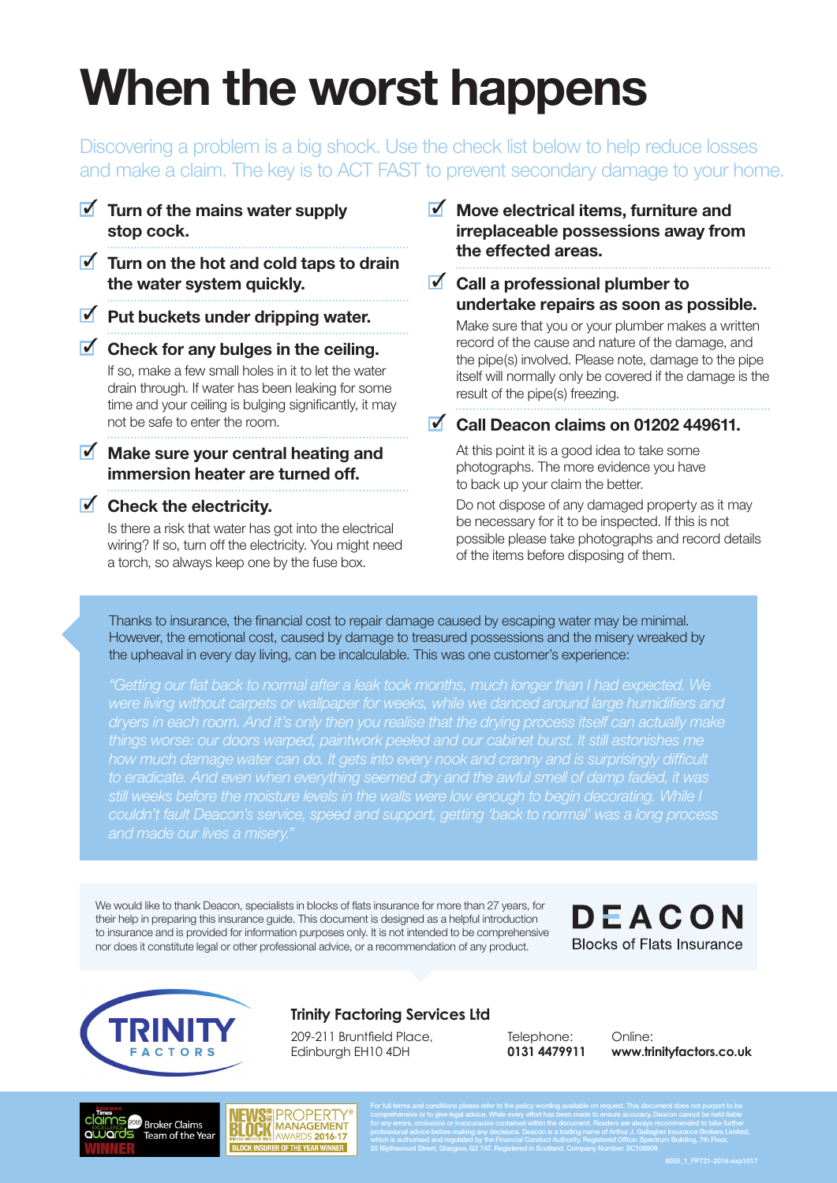# When the worst happens

Discovering a problem is a big shock. Use the check list below to help reduce losses and make a claim. The key is to ACT FAST to prevent secondary damage to your home.

- ☑ **Turn of the mains water supply stop cock.**
- ☑ **Turn on the hot and cold taps to drain the water system quickly.**
- ☑ **Put buckets under dripping water.**
- ☑ **Check for any bulges in the ceiling.**

  If so, make a few small holes in it to let the water drain through. If water has been leaking for some time and your ceiling is bulging significantly, it may not be safe to enter the room.
- ☑ **Make sure your central heating and immersion heater are turned off.**
- ☑ **Check the electricity.**

  Is there a risk that water has got into the electrical wiring? If so, turn off the electricity. You might need a torch, so always keep one by the fuse box.
- ☑ **Move electrical items, furniture and irreplaceable possessions away from the effected areas.**
- ☑ **Call a professional plumber to undertake repairs as soon as possible.**

  Make sure that you or your plumber makes a written record of the cause and nature of the damage, and the pipe(s) involved. Please note, damage to the pipe itself will normally only be covered if the damage is the result of the pipe(s) freezing.
- ☑ **Call Deacon claims on 01202 449611.**

  At this point it is a good idea to take some photographs. The more evidence you have to back up your claim the better.

  Do not dispose of any damaged property as it may be necessary for it to be inspected. If this is not possible please take photographs and record details of the items before disposing of them.

Thanks to insurance, the financial cost to repair damage caused by escaping water may be minimal. However, the emotional cost, caused by damage to treasured possessions and the misery wreaked by the upheaval in every day living, can be incalculable. This was one customer's experience:

*"Getting our flat back to normal after a leak took months, much longer than I had expected. We were living without carpets or wallpaper for weeks, while we danced around large humidifiers and dryers in each room. And it's only then you realise that the drying process itself can actually make things worse: our doors warped, paintwork peeled and our cabinet burst. It still astonishes me how much damage water can do. It gets into every nook and cranny and is surprisingly difficult to eradicate. And even when everything seemed dry and the awful smell of damp faded, it was still weeks before the moisture levels in the walls were low enough to begin decorating. While I couldn't fault Deacon's service, speed and support, getting 'back to normal' was a long process and made our lives a misery."*

We would like to thank Deacon, specialists in blocks of flats insurance for more than 27 years, for their help in preparing this insurance guide. This document is designed as a helpful introduction to insurance and is provided for information purposes only. It is not intended to be comprehensive nor does it constitute legal or other professional advice, or a recommendation of any product.

**DEACON**
Blocks of Flats Insurance

**TRINITY** FACTORS

**Trinity Factoring Services Ltd**
209-211 Bruntfield Place,
Edinburgh EH10 4DH

Telephone: **0131 4479911**

Online: **www.trinityfactors.co.uk**

Insurance Times claims excellence awards 2016 Broker Claims Team of the Year WINNER

NEWS ON THE BLOCK PROPERTY MANAGEMENT AWARDS 2016-17 BLOCK INSURER OF THE YEAR WINNER

For full terms and conditions please refer to the policy wording available on request. This document does not purport to be comprehensive or to give legal advice. While every effort has been made to ensure accuracy, Deacon cannot be held liable for any errors, omissions or inaccuracies contained within the document. Readers are always recommended to take further professional advice before making any decisions. Deacon is a trading name of Arthur J. Gallagher Insurance Brokers Limited, which is authorised and regulated by the Financial Conduct Authority. Registered Office: Spectrum Building, 7th Floor, 55 Blythswood Street, Glasgow, G2 7AT. Registered in Scotland. Company Number: SC108909

8055_1_FP721-2016-exp1017